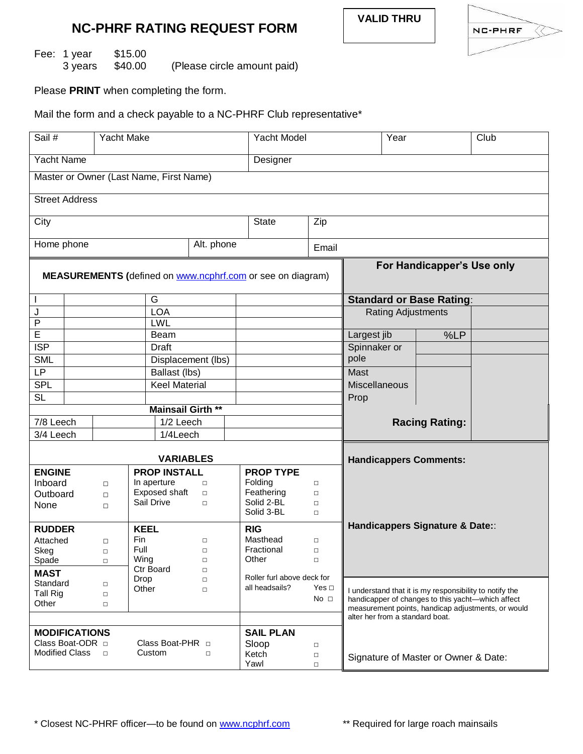# NC-PHRF RATING REQUEST FORM

**VALID THRU**

NC-PHRF

Fee: 1 year $15.00
3 years $40.00 (Please circle amount paid)

Please **PRINT** when completing the form.

Mail the form and a check payable to a NC-PHRF Club representative*

| Sail # | Yacht Make | Yacht Model | Year | Club |
|---|---|---|---|---|
| Yacht Name | | Designer | | |
| Master or Owner (Last Name, First Name) | | | | |
| Street Address | | | | |
| City | | State | Zip | |
| Home phone | Alt. phone | | Email | |

**MEASUREMENTS (**defined on www.ncphrf.com or see on diagram)

| | | | |
|---|---|---|---|
| I | | G | |
| J | | LOA | |
| P | | LWL | |
| E | | Beam | |
| ISP | | Draft | |
| SML | | Displacement (lbs) | |
| LP | | Ballast (lbs) | |
| SPL | | Keel Material | |
| SL | | | |

**Mainsail Girth ****

| | | | |
|---|---|---|---|
| 7/8 Leech | | 1/2 Leech | |
| 3/4 Leech | | 1/4Leech | |

**For Handicapper's Use only**

| | | |
|---|---|---|
| **Standard or Base Rating**: | | |
| Rating Adjustments | | |
| Largest jib | %LP | |
| Spinnaker or pole | | |
| Mast | | |
| Miscellaneous | | |
| Prop | | |
| **Racing Rating:** | | |

**Handicappers Comments:**

**Handicappers Signature & Date:**:

### VARIABLES

**ENGINE**
- Inboard □
- Outboard □
- None □

**PROP INSTALL**
- In aperture □
- Exposed shaft □
- Sail Drive □

**PROP TYPE**
- Folding □
- Feathering □
- Solid 2-BL □
- Solid 3-BL □

**RUDDER**
- Attached □
- Skeg □
- Spade □

**MAST**
- Standard □
- Tall Rig □
- Other □

**KEEL**
- Fin □
- Full □
- Wing □
- Ctr Board □
- Drop □
- Other □

**RIG**
- Masthead □
- Fractional □
- Other □

Roller furl above deck for all headsails? Yes □ No □

**MODIFICATIONS**
- Class Boat-ODR □
- Class Boat-PHR □
- Modified Class □
- Custom □

**SAIL PLAN**
- Sloop □
- Ketch □
- Yawl □

I understand that it is my responsibility to notify the handicapper of changes to this yacht—which affect measurement points, handicap adjustments, or would alter her from a standard boat.

Signature of Master or Owner & Date:

\* Closest NC-PHRF officer—to be found on www.ncphrf.com

** Required for large roach mainsails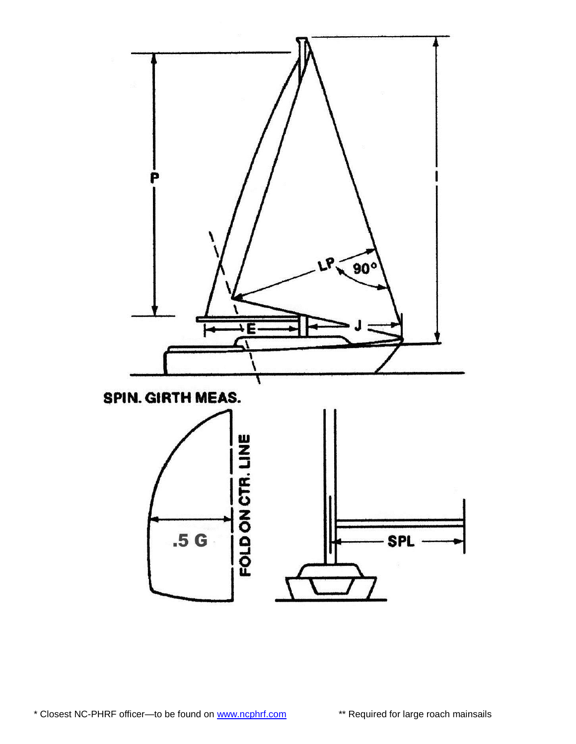P

I

LP

90°

E

J

SPIN. GIRTH MEAS.

.5 G

FOLD ON CTR. LINE

SPL

* Closest NC-PHRF officer—to be found on www.ncphrf.com

** Required for large roach mainsails